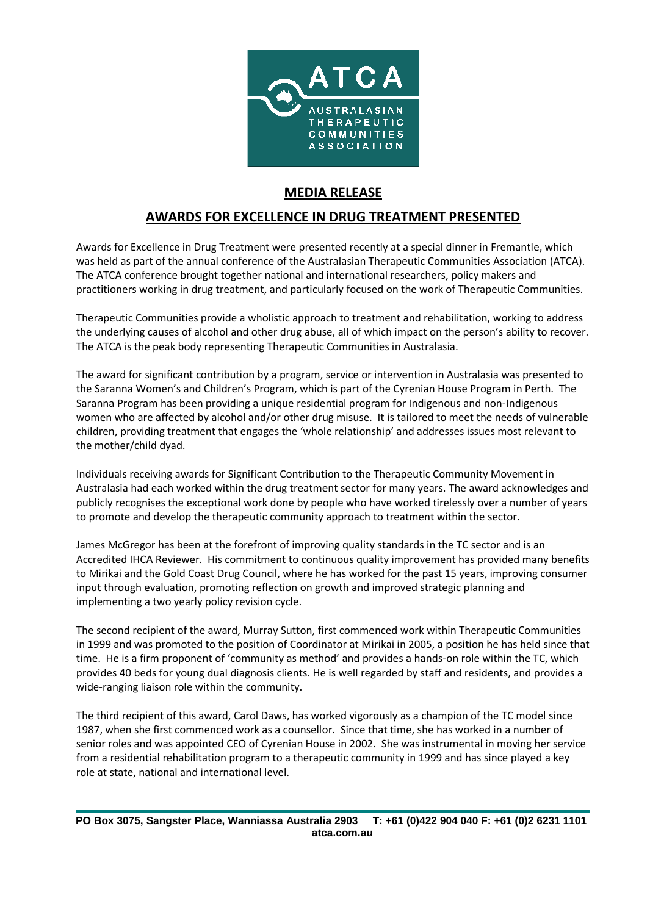ATCA

AUSTRALASIAN THERAPEUTIC COMMUNITIES ASSOCIATION

# MEDIA RELEASE

## AWARDS FOR EXCELLENCE IN DRUG TREATMENT PRESENTED

Awards for Excellence in Drug Treatment were presented recently at a special dinner in Fremantle, which was held as part of the annual conference of the Australasian Therapeutic Communities Association (ATCA). The ATCA conference brought together national and international researchers, policy makers and practitioners working in drug treatment, and particularly focused on the work of Therapeutic Communities.

Therapeutic Communities provide a wholistic approach to treatment and rehabilitation, working to address the underlying causes of alcohol and other drug abuse, all of which impact on the person's ability to recover. The ATCA is the peak body representing Therapeutic Communities in Australasia.

The award for significant contribution by a program, service or intervention in Australasia was presented to the Saranna Women's and Children's Program, which is part of the Cyrenian House Program in Perth. The Saranna Program has been providing a unique residential program for Indigenous and non-Indigenous women who are affected by alcohol and/or other drug misuse. It is tailored to meet the needs of vulnerable children, providing treatment that engages the 'whole relationship' and addresses issues most relevant to the mother/child dyad.

Individuals receiving awards for Significant Contribution to the Therapeutic Community Movement in Australasia had each worked within the drug treatment sector for many years. The award acknowledges and publicly recognises the exceptional work done by people who have worked tirelessly over a number of years to promote and develop the therapeutic community approach to treatment within the sector.

James McGregor has been at the forefront of improving quality standards in the TC sector and is an Accredited IHCA Reviewer. His commitment to continuous quality improvement has provided many benefits to Mirikai and the Gold Coast Drug Council, where he has worked for the past 15 years, improving consumer input through evaluation, promoting reflection on growth and improved strategic planning and implementing a two yearly policy revision cycle.

The second recipient of the award, Murray Sutton, first commenced work within Therapeutic Communities in 1999 and was promoted to the position of Coordinator at Mirikai in 2005, a position he has held since that time. He is a firm proponent of 'community as method' and provides a hands-on role within the TC, which provides 40 beds for young dual diagnosis clients. He is well regarded by staff and residents, and provides a wide-ranging liaison role within the community.

The third recipient of this award, Carol Daws, has worked vigorously as a champion of the TC model since 1987, when she first commenced work as a counsellor. Since that time, she has worked in a number of senior roles and was appointed CEO of Cyrenian House in 2002. She was instrumental in moving her service from a residential rehabilitation program to a therapeutic community in 1999 and has since played a key role at state, national and international level.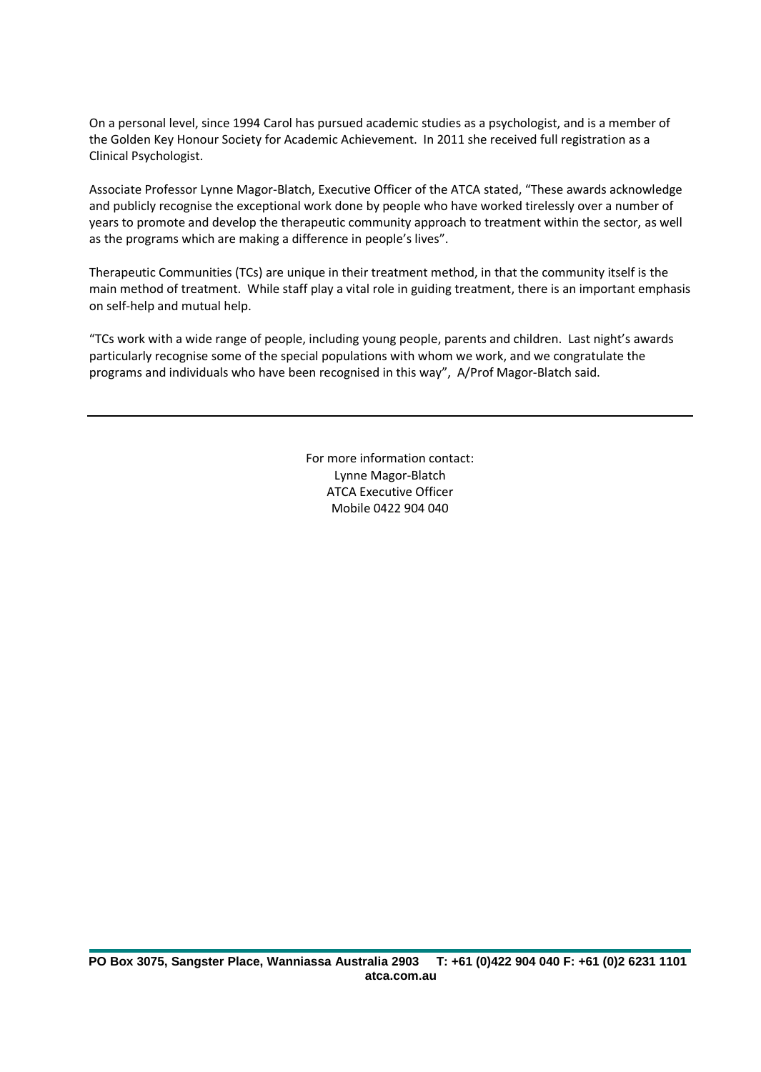On a personal level, since 1994 Carol has pursued academic studies as a psychologist, and is a member of the Golden Key Honour Society for Academic Achievement. In 2011 she received full registration as a Clinical Psychologist.

Associate Professor Lynne Magor-Blatch, Executive Officer of the ATCA stated, "These awards acknowledge and publicly recognise the exceptional work done by people who have worked tirelessly over a number of years to promote and develop the therapeutic community approach to treatment within the sector, as well as the programs which are making a difference in people's lives".

Therapeutic Communities (TCs) are unique in their treatment method, in that the community itself is the main method of treatment. While staff play a vital role in guiding treatment, there is an important emphasis on self-help and mutual help.

"TCs work with a wide range of people, including young people, parents and children. Last night's awards particularly recognise some of the special populations with whom we work, and we congratulate the programs and individuals who have been recognised in this way", A/Prof Magor-Blatch said.

---

For more information contact:
Lynne Magor-Blatch
ATCA Executive Officer
Mobile 0422 904 040